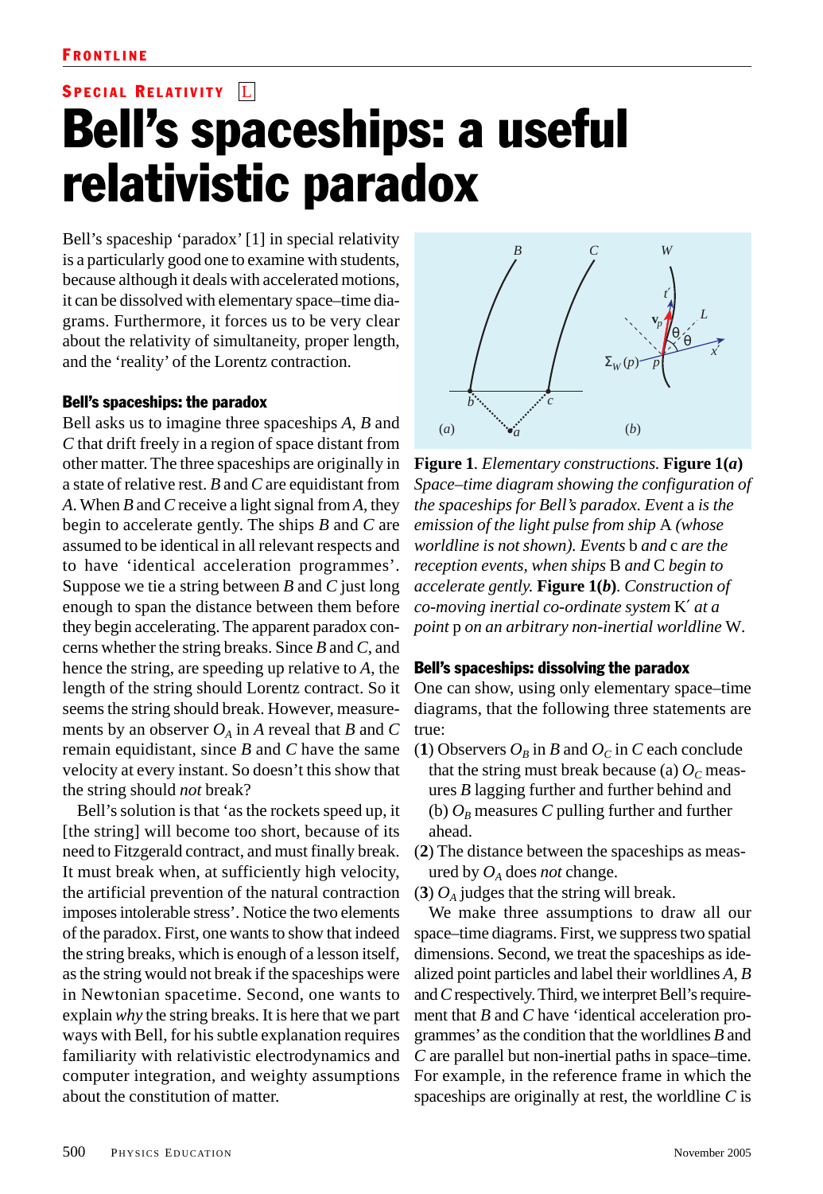Special Relativity L

# Bell's spaceships: a useful relativistic paradox

Bell's spaceship 'paradox' [1] in special relativity is a particularly good one to examine with students, because although it deals with accelerated motions, it can be dissolved with elementary space–time diagrams. Furthermore, it forces us to be very clear about the relativity of simultaneity, proper length, and the 'reality' of the Lorentz contraction.

### Bell's spaceships: the paradox

Bell asks us to imagine three spaceships *A*, *B* and *C* that drift freely in a region of space distant from other matter. The three spaceships are originally in a state of relative rest. *B* and *C* are equidistant from *A*. When *B* and *C* receive a light signal from *A*, they begin to accelerate gently. The ships *B* and *C* are assumed to be identical in all relevant respects and to have 'identical acceleration programmes'. Suppose we tie a string between *B* and *C* just long enough to span the distance between them before they begin accelerating. The apparent paradox concerns whether the string breaks. Since *B* and *C*, and hence the string, are speeding up relative to *A*, the length of the string should Lorentz contract. So it seems the string should break. However, measurements by an observer $O_A$ in *A* reveal that *B* and *C* remain equidistant, since *B* and *C* have the same velocity at every instant. So doesn't this show that the string should *not* break?

Bell's solution is that 'as the rockets speed up, it [the string] will become too short, because of its need to Fitzgerald contract, and must finally break. It must break when, at sufficiently high velocity, the artificial prevention of the natural contraction imposes intolerable stress'. Notice the two elements of the paradox. First, one wants to show that indeed the string breaks, which is enough of a lesson itself, as the string would not break if the spaceships were in Newtonian spacetime. Second, one wants to explain *why* the string breaks. It is here that we part ways with Bell, for his subtle explanation requires familiarity with relativistic electrodynamics and computer integration, and weighty assumptions about the constitution of matter.

B
C
W
t′
$\mathbf{v}_p$
θ
θ
L
x′
$\Sigma_W(p)$
p
b
c
a
(a)
(b)

**Figure 1**. *Elementary constructions.* **Figure 1(*a*)** *Space–time diagram showing the configuration of the spaceships for Bell's paradox. Event* a *is the emission of the light pulse from ship* A *(whose worldline is not shown). Events* b *and* c *are the reception events, when ships* B *and* C *begin to accelerate gently.* **Figure 1(*b*)**. *Construction of co-moving inertial co-ordinate system* K′ *at a point* p *on an arbitrary non-inertial worldline* W.

### Bell's spaceships: dissolving the paradox

One can show, using only elementary space–time diagrams, that the following three statements are true:

(**1**) Observers $O_B$ in *B* and $O_C$ in *C* each conclude that the string must break because (a) $O_C$ measures *B* lagging further and further behind and (b) $O_B$ measures *C* pulling further and further ahead.

(**2**) The distance between the spaceships as measured by $O_A$ does *not* change.

(**3**) $O_A$ judges that the string will break.

We make three assumptions to draw all our space–time diagrams. First, we suppress two spatial dimensions. Second, we treat the spaceships as idealized point particles and label their worldlines *A*, *B* and *C* respectively. Third, we interpret Bell's requirement that *B* and *C* have 'identical acceleration programmes' as the condition that the worldlines *B* and *C* are parallel but non-inertial paths in space–time. For example, in the reference frame in which the spaceships are originally at rest, the worldline *C* is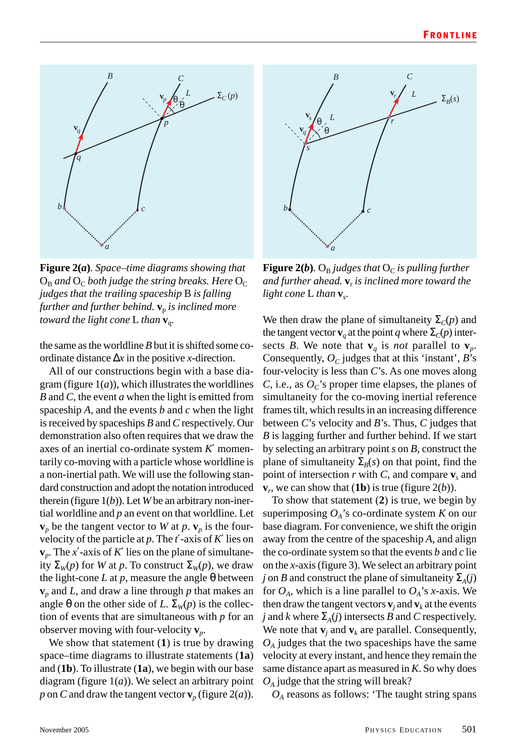**Figure 2(a).** *Space–time diagrams showing that* $O_B$ *and* $O_C$ *both judge the string breaks. Here* $O_C$ *judges that the trailing spaceship* B *is falling further and further behind.* $\mathbf{v}_p$ *is inclined more toward the light cone* L *than* $\mathbf{v}_q$.

**Figure 2(b).** $O_B$ *judges that* $O_C$ *is pulling further and further ahead.* $\mathbf{v}_r$ *is inclined more toward the light cone* L *than* $\mathbf{v}_s$.

the same as the worldline *B* but it is shifted some co-ordinate distance $\Delta x$ in the positive *x*-direction.

All of our constructions begin with a base diagram (figure 1(*a*)), which illustrates the worldlines *B* and *C*, the event *a* when the light is emitted from spaceship *A*, and the events *b* and *c* when the light is received by spaceships *B* and *C* respectively. Our demonstration also often requires that we draw the axes of an inertial co-ordinate system $K'$ momentarily co-moving with a particle whose worldline is a non-inertial path. We will use the following standard construction and adopt the notation introduced therein (figure 1(*b*)). Let *W* be an arbitrary non-inertial worldline and *p* an event on that worldline. Let $\mathbf{v}_p$ be the tangent vector to *W* at *p*. $\mathbf{v}_p$ is the four-velocity of the particle at *p*. The $t'$-axis of $K'$ lies on $\mathbf{v}_p$. The $x'$-axis of $K'$ lies on the plane of simultaneity $\Sigma_W(p)$ for *W* at *p*. To construct $\Sigma_W(p)$, we draw the light-cone *L* at *p*, measure the angle $\theta$ between $\mathbf{v}_p$ and *L*, and draw a line through *p* that makes an angle $\theta$ on the other side of *L*. $\Sigma_W(p)$ is the collection of events that are simultaneous with *p* for an observer moving with four-velocity $\mathbf{v}_p$.

We show that statement (**1**) is true by drawing space–time diagrams to illustrate statements (**1a**) and (**1b**). To illustrate (**1a**), we begin with our base diagram (figure 1(*a*)). We select an arbitrary point *p* on *C* and draw the tangent vector $\mathbf{v}_p$ (figure 2(*a*)). We then draw the plane of simultaneity $\Sigma_C(p)$ and the tangent vector $\mathbf{v}_q$ at the point *q* where $\Sigma_C(p)$ intersects *B*. We note that $\mathbf{v}_q$ is *not* parallel to $\mathbf{v}_p$. Consequently, $O_C$ judges that at this 'instant', *B*'s four-velocity is less than *C*'s. As one moves along *C*, i.e., as $O_C$'s proper time elapses, the planes of simultaneity for the co-moving inertial reference frames tilt, which results in an increasing difference between *C*'s velocity and *B*'s. Thus, *C* judges that *B* is lagging further and further behind. If we start by selecting an arbitrary point *s* on *B*, construct the plane of simultaneity $\Sigma_B(s)$ on that point, find the point of intersection *r* with *C*, and compare $\mathbf{v}_s$ and $\mathbf{v}_r$, we can show that (**1b**) is true (figure 2(*b*)).

To show that statement (**2**) is true, we begin by superimposing $O_A$'s co-ordinate system *K* on our base diagram. For convenience, we shift the origin away from the centre of the spaceship *A*, and align the co-ordinate system so that the events *b* and *c* lie on the *x*-axis (figure 3). We select an arbitrary point *j* on *B* and construct the plane of simultaneity $\Sigma_A(j)$ for $O_A$, which is a line parallel to $O_A$'s *x*-axis. We then draw the tangent vectors $\mathbf{v}_j$ and $\mathbf{v}_k$ at the events *j* and *k* where $\Sigma_A(j)$ intersects *B* and *C* respectively. We note that $\mathbf{v}_j$ and $\mathbf{v}_k$ are parallel. Consequently, $O_A$ judges that the two spaceships have the same velocity at every instant, and hence they remain the same distance apart as measured in *K*. So why does $O_A$ judge that the string will break?

$O_A$ reasons as follows: 'The taught string spans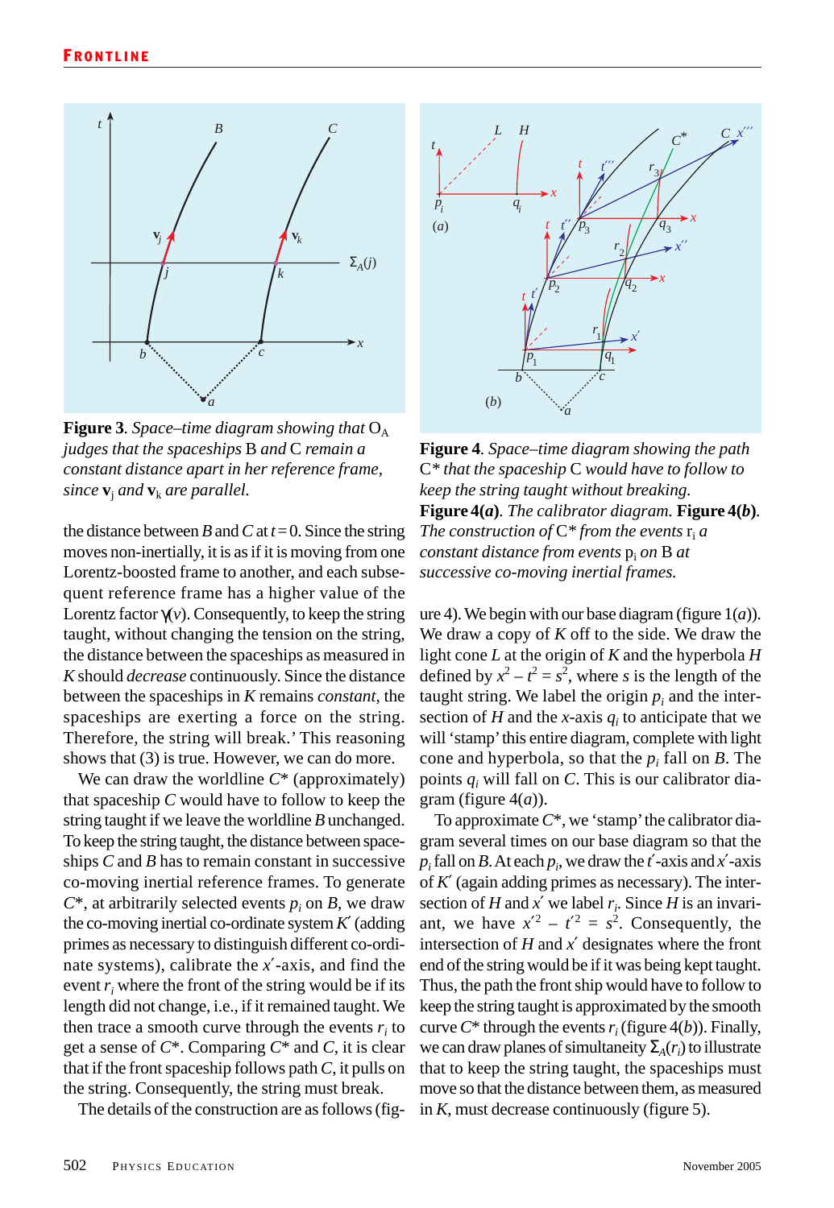**Figure 3**. *Space–time diagram showing that* $O_A$ *judges that the spaceships* B *and* C *remain a constant distance apart in her reference frame, since* $\mathbf{v}_j$ *and* $\mathbf{v}_k$ *are parallel.*

the distance between $B$ and $C$ at $t = 0$. Since the string moves non-inertially, it is as if it is moving from one Lorentz-boosted frame to another, and each subsequent reference frame has a higher value of the Lorentz factor $\gamma(v)$. Consequently, to keep the string taught, without changing the tension on the string, the distance between the spaceships as measured in $K$ should *decrease* continuously. Since the distance between the spaceships in $K$ remains *constant*, the spaceships are exerting a force on the string. Therefore, the string will break.' This reasoning shows that (3) is true. However, we can do more.

We can draw the worldline $C^*$ (approximately) that spaceship $C$ would have to follow to keep the string taught if we leave the worldline $B$ unchanged. To keep the string taught, the distance between spaceships $C$ and $B$ has to remain constant in successive co-moving inertial reference frames. To generate $C^*$, at arbitrarily selected events $p_i$ on $B$, we draw the co-moving inertial co-ordinate system $K'$ (adding primes as necessary to distinguish different co-ordinate systems), calibrate the $x'$-axis, and find the event $r_i$ where the front of the string would be if its length did not change, i.e., if it remained taught. We then trace a smooth curve through the events $r_i$ to get a sense of $C^*$. Comparing $C^*$ and $C$, it is clear that if the front spaceship follows path $C$, it pulls on the string. Consequently, the string must break.

The details of the construction are as follows (figure 4). We begin with our base diagram (figure 1(*a*)). We draw a copy of $K$ off to the side. We draw the light cone $L$ at the origin of $K$ and the hyperbola $H$ defined by $x^2 - t^2 = s^2$, where $s$ is the length of the taught string. We label the origin $p_i$ and the intersection of $H$ and the $x$-axis $q_i$ to anticipate that we will 'stamp' this entire diagram, complete with light cone and hyperbola, so that the $p_i$ fall on $B$. The points $q_i$ will fall on $C$. This is our calibrator diagram (figure 4(*a*)).

To approximate $C^*$, we 'stamp' the calibrator diagram several times on our base diagram so that the $p_i$ fall on $B$. At each $p_i$, we draw the $t'$-axis and $x'$-axis of $K'$ (again adding primes as necessary). The intersection of $H$ and $x'$ we label $r_i$. Since $H$ is an invariant, we have $x'^2 - t'^2 = s^2$. Consequently, the intersection of $H$ and $x'$ designates where the front end of the string would be if it was being kept taught. Thus, the path the front ship would have to follow to keep the string taught is approximated by the smooth curve $C^*$ through the events $r_i$ (figure 4(*b*)). Finally, we can draw planes of simultaneity $\Sigma_A(r_i)$ to illustrate that to keep the string taught, the spaceships must move so that the distance between them, as measured in $K$, must decrease continuously (figure 5).

**Figure 4**. *Space–time diagram showing the path* $C^*$ *that the spaceship* C *would have to follow to keep the string taught without breaking.*
**Figure 4(*a*)**. *The calibrator diagram.* **Figure 4(*b*)**. *The construction of* $C^*$ *from the events* $r_i$ *a constant distance from events* $p_i$ *on* B *at successive co-moving inertial frames.*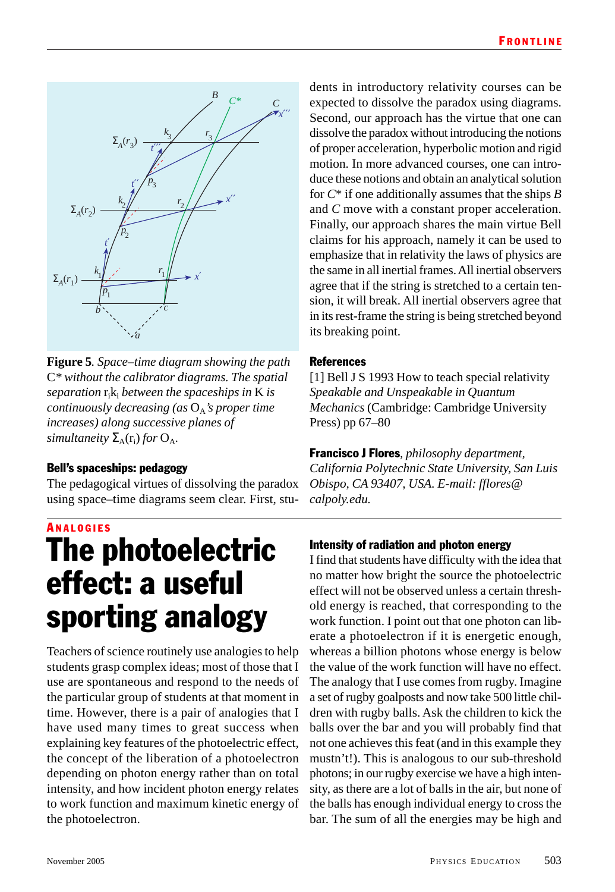B
C*
C
x'''
$\Sigma_A(r_3)$
$k_3$
$r_3$
t'''
t''
$p_3$
$k_2$
$r_2$
x''
$\Sigma_A(r_2)$
$p_2$
t'
$k_1$
$r_1$
x'
$\Sigma_A(r_1)$
$p_1$
b
c
a

**Figure 5**. *Space–time diagram showing the path C\* without the calibrator diagrams. The spatial separation* $r_ik_i$ *between the spaceships in* K *is continuously decreasing (as* $O_A$*'s proper time increases) along successive planes of simultaneity* $\Sigma_A(r_i)$ *for* $O_A$.

### Bell's spaceships: pedagogy

The pedagogical virtues of dissolving the paradox using space–time diagrams seem clear. First, students in introductory relativity courses can be expected to dissolve the paradox using diagrams. Second, our approach has the virtue that one can dissolve the paradox without introducing the notions of proper acceleration, hyperbolic motion and rigid motion. In more advanced courses, one can introduce these notions and obtain an analytical solution for *C\** if one additionally assumes that the ships *B* and *C* move with a constant proper acceleration. Finally, our approach shares the main virtue Bell claims for his approach, namely it can be used to emphasize that in relativity the laws of physics are the same in all inertial frames. All inertial observers agree that if the string is stretched to a certain tension, it will break. All inertial observers agree that in its rest-frame the string is being stretched beyond its breaking point.

### References

[1] Bell J S 1993 How to teach special relativity *Speakable and Unspeakable in Quantum Mechanics* (Cambridge: Cambridge University Press) pp 67–80

**Francisco J Flores**, *philosophy department, California Polytechnic State University, San Luis Obispo, CA 93407, USA. E-mail: fflores@calpoly.edu.*

---

ANALOGIES

# The photoelectric effect: a useful sporting analogy

Teachers of science routinely use analogies to help students grasp complex ideas; most of those that I use are spontaneous and respond to the needs of the particular group of students at that moment in time. However, there is a pair of analogies that I have used many times to great success when explaining key features of the photoelectric effect, the concept of the liberation of a photoelectron depending on photon energy rather than on total intensity, and how incident photon energy relates to work function and maximum kinetic energy of the photoelectron.

### Intensity of radiation and photon energy

I find that students have difficulty with the idea that no matter how bright the source the photoelectric effect will not be observed unless a certain threshold energy is reached, that corresponding to the work function. I point out that one photon can liberate a photoelectron if it is energetic enough, whereas a billion photons whose energy is below the value of the work function will have no effect. The analogy that I use comes from rugby. Imagine a set of rugby goalposts and now take 500 little children with rugby balls. Ask the children to kick the balls over the bar and you will probably find that not one achieves this feat (and in this example they mustn't!). This is analogous to our sub-threshold photons; in our rugby exercise we have a high intensity, as there are a lot of balls in the air, but none of the balls has enough individual energy to cross the bar. The sum of all the energies may be high and